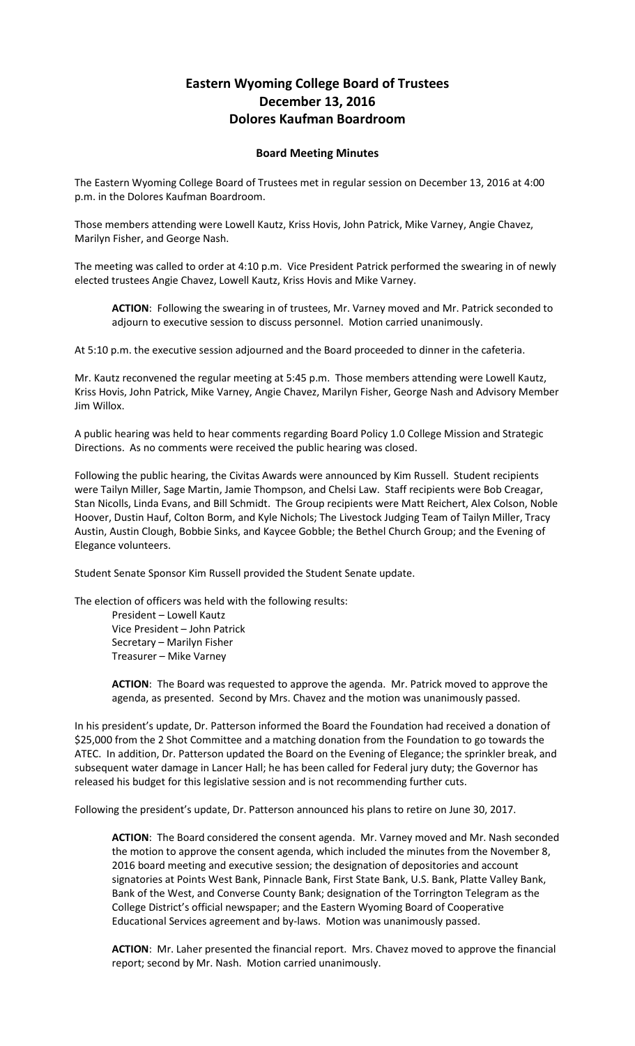# Eastern Wyoming College Board of Trustees
# December 13, 2016
# Dolores Kaufman Boardroom

### Board Meeting Minutes

The Eastern Wyoming College Board of Trustees met in regular session on December 13, 2016 at 4:00 p.m. in the Dolores Kaufman Boardroom.

Those members attending were Lowell Kautz, Kriss Hovis, John Patrick, Mike Varney, Angie Chavez, Marilyn Fisher, and George Nash.

The meeting was called to order at 4:10 p.m. Vice President Patrick performed the swearing in of newly elected trustees Angie Chavez, Lowell Kautz, Kriss Hovis and Mike Varney.

> **ACTION**: Following the swearing in of trustees, Mr. Varney moved and Mr. Patrick seconded to adjourn to executive session to discuss personnel. Motion carried unanimously.

At 5:10 p.m. the executive session adjourned and the Board proceeded to dinner in the cafeteria.

Mr. Kautz reconvened the regular meeting at 5:45 p.m. Those members attending were Lowell Kautz, Kriss Hovis, John Patrick, Mike Varney, Angie Chavez, Marilyn Fisher, George Nash and Advisory Member Jim Willox.

A public hearing was held to hear comments regarding Board Policy 1.0 College Mission and Strategic Directions. As no comments were received the public hearing was closed.

Following the public hearing, the Civitas Awards were announced by Kim Russell. Student recipients were Tailyn Miller, Sage Martin, Jamie Thompson, and Chelsi Law. Staff recipients were Bob Creagar, Stan Nicolls, Linda Evans, and Bill Schmidt. The Group recipients were Matt Reichert, Alex Colson, Noble Hoover, Dustin Hauf, Colton Borm, and Kyle Nichols; The Livestock Judging Team of Tailyn Miller, Tracy Austin, Austin Clough, Bobbie Sinks, and Kaycee Gobble; the Bethel Church Group; and the Evening of Elegance volunteers.

Student Senate Sponsor Kim Russell provided the Student Senate update.

The election of officers was held with the following results:

> President – Lowell Kautz
> Vice President – John Patrick
> Secretary – Marilyn Fisher
> Treasurer – Mike Varney

> **ACTION**: The Board was requested to approve the agenda. Mr. Patrick moved to approve the agenda, as presented. Second by Mrs. Chavez and the motion was unanimously passed.

In his president's update, Dr. Patterson informed the Board the Foundation had received a donation of $25,000 from the 2 Shot Committee and a matching donation from the Foundation to go towards the ATEC. In addition, Dr. Patterson updated the Board on the Evening of Elegance; the sprinkler break, and subsequent water damage in Lancer Hall; he has been called for Federal jury duty; the Governor has released his budget for this legislative session and is not recommending further cuts.

Following the president's update, Dr. Patterson announced his plans to retire on June 30, 2017.

> **ACTION**: The Board considered the consent agenda. Mr. Varney moved and Mr. Nash seconded the motion to approve the consent agenda, which included the minutes from the November 8, 2016 board meeting and executive session; the designation of depositories and account signatories at Points West Bank, Pinnacle Bank, First State Bank, U.S. Bank, Platte Valley Bank, Bank of the West, and Converse County Bank; designation of the Torrington Telegram as the College District's official newspaper; and the Eastern Wyoming Board of Cooperative Educational Services agreement and by-laws. Motion was unanimously passed.

> **ACTION**: Mr. Laher presented the financial report. Mrs. Chavez moved to approve the financial report; second by Mr. Nash. Motion carried unanimously.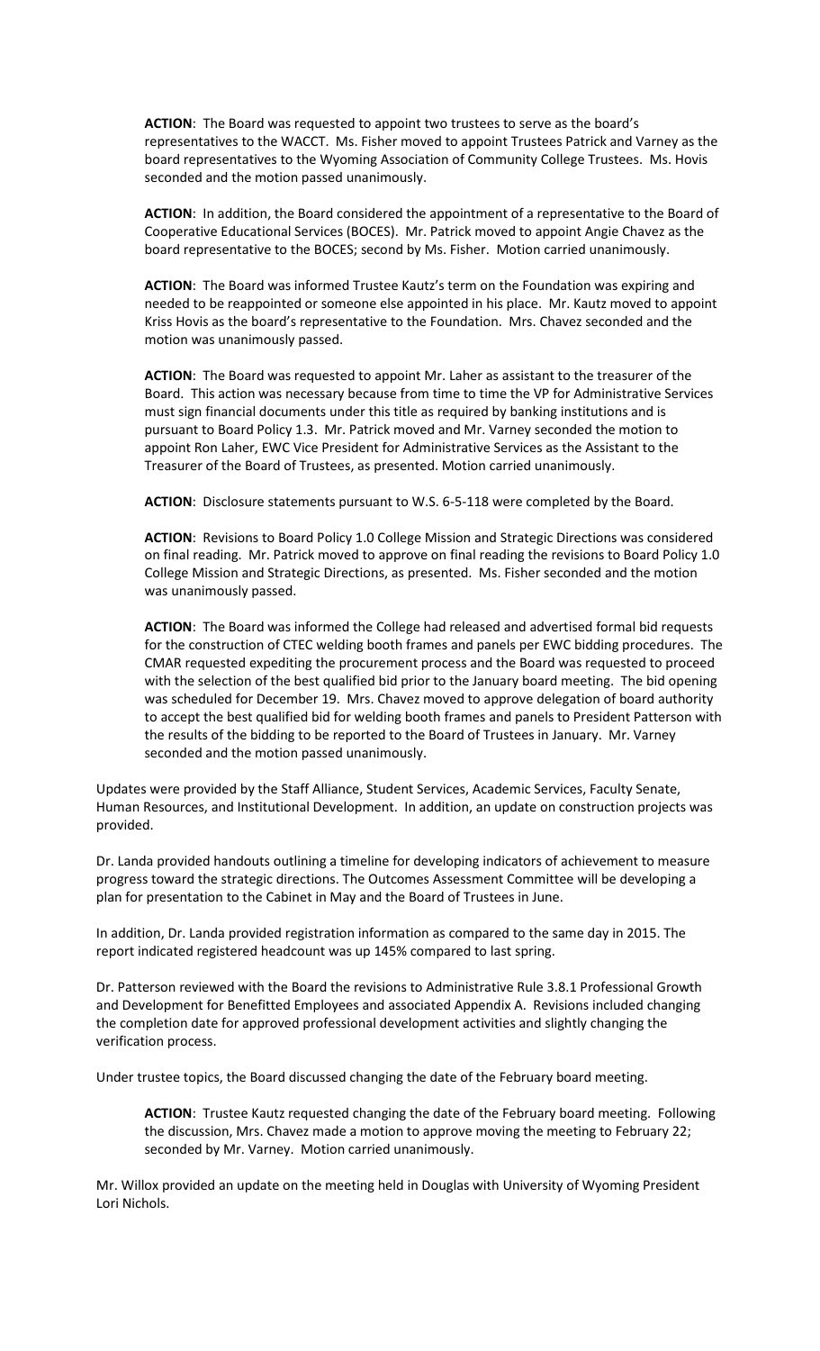**ACTION**: The Board was requested to appoint two trustees to serve as the board's representatives to the WACCT. Ms. Fisher moved to appoint Trustees Patrick and Varney as the board representatives to the Wyoming Association of Community College Trustees. Ms. Hovis seconded and the motion passed unanimously.

**ACTION**: In addition, the Board considered the appointment of a representative to the Board of Cooperative Educational Services (BOCES). Mr. Patrick moved to appoint Angie Chavez as the board representative to the BOCES; second by Ms. Fisher. Motion carried unanimously.

**ACTION**: The Board was informed Trustee Kautz's term on the Foundation was expiring and needed to be reappointed or someone else appointed in his place. Mr. Kautz moved to appoint Kriss Hovis as the board's representative to the Foundation. Mrs. Chavez seconded and the motion was unanimously passed.

**ACTION**: The Board was requested to appoint Mr. Laher as assistant to the treasurer of the Board. This action was necessary because from time to time the VP for Administrative Services must sign financial documents under this title as required by banking institutions and is pursuant to Board Policy 1.3. Mr. Patrick moved and Mr. Varney seconded the motion to appoint Ron Laher, EWC Vice President for Administrative Services as the Assistant to the Treasurer of the Board of Trustees, as presented. Motion carried unanimously.

**ACTION**: Disclosure statements pursuant to W.S. 6-5-118 were completed by the Board.

**ACTION**: Revisions to Board Policy 1.0 College Mission and Strategic Directions was considered on final reading. Mr. Patrick moved to approve on final reading the revisions to Board Policy 1.0 College Mission and Strategic Directions, as presented. Ms. Fisher seconded and the motion was unanimously passed.

**ACTION**: The Board was informed the College had released and advertised formal bid requests for the construction of CTEC welding booth frames and panels per EWC bidding procedures. The CMAR requested expediting the procurement process and the Board was requested to proceed with the selection of the best qualified bid prior to the January board meeting. The bid opening was scheduled for December 19. Mrs. Chavez moved to approve delegation of board authority to accept the best qualified bid for welding booth frames and panels to President Patterson with the results of the bidding to be reported to the Board of Trustees in January. Mr. Varney seconded and the motion passed unanimously.

Updates were provided by the Staff Alliance, Student Services, Academic Services, Faculty Senate, Human Resources, and Institutional Development. In addition, an update on construction projects was provided.

Dr. Landa provided handouts outlining a timeline for developing indicators of achievement to measure progress toward the strategic directions. The Outcomes Assessment Committee will be developing a plan for presentation to the Cabinet in May and the Board of Trustees in June.

In addition, Dr. Landa provided registration information as compared to the same day in 2015. The report indicated registered headcount was up 145% compared to last spring.

Dr. Patterson reviewed with the Board the revisions to Administrative Rule 3.8.1 Professional Growth and Development for Benefitted Employees and associated Appendix A. Revisions included changing the completion date for approved professional development activities and slightly changing the verification process.

Under trustee topics, the Board discussed changing the date of the February board meeting.

**ACTION**: Trustee Kautz requested changing the date of the February board meeting. Following the discussion, Mrs. Chavez made a motion to approve moving the meeting to February 22; seconded by Mr. Varney. Motion carried unanimously.

Mr. Willox provided an update on the meeting held in Douglas with University of Wyoming President Lori Nichols.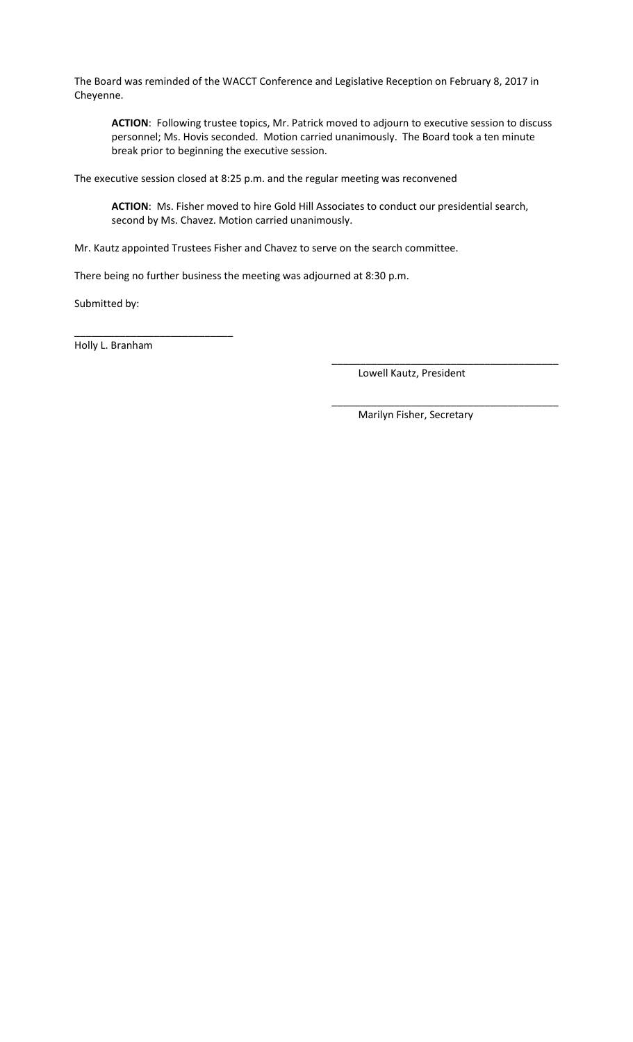The Board was reminded of the WACCT Conference and Legislative Reception on February 8, 2017 in Cheyenne.

> **ACTION**: Following trustee topics, Mr. Patrick moved to adjourn to executive session to discuss personnel; Ms. Hovis seconded. Motion carried unanimously. The Board took a ten minute break prior to beginning the executive session.

The executive session closed at 8:25 p.m. and the regular meeting was reconvened

> **ACTION**: Ms. Fisher moved to hire Gold Hill Associates to conduct our presidential search, second by Ms. Chavez. Motion carried unanimously.

Mr. Kautz appointed Trustees Fisher and Chavez to serve on the search committee.

There being no further business the meeting was adjourned at 8:30 p.m.

Submitted by:

____________________________
Holly L. Branham

________________________________________
Lowell Kautz, President

________________________________________
Marilyn Fisher, Secretary